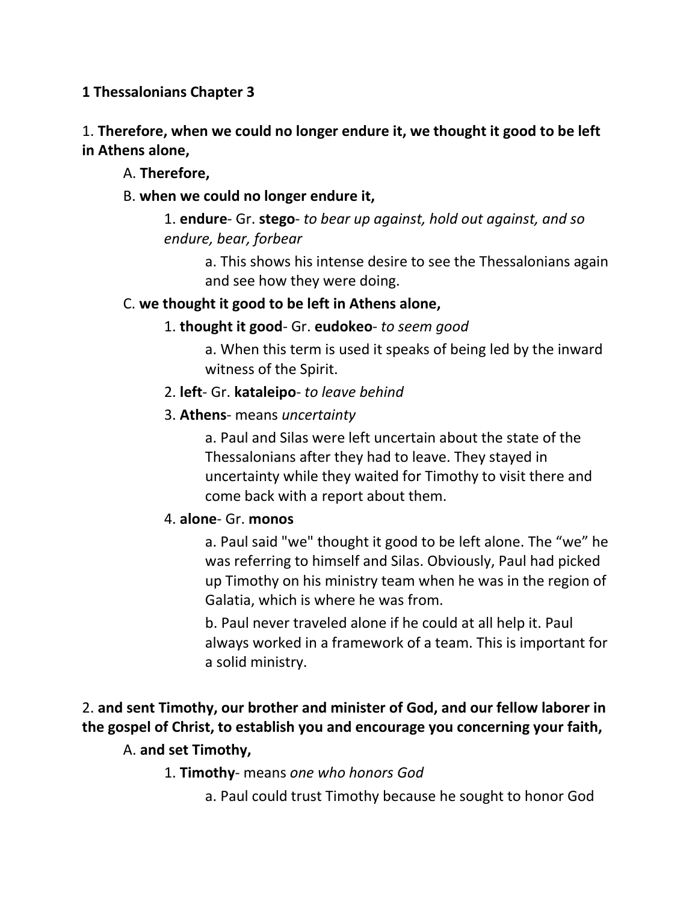**1 Thessalonians Chapter 3**

1. **Therefore, when we could no longer endure it, we thought it good to be left in Athens alone,**

   A. **Therefore,**

   B. **when we could no longer endure it,**

      1. **endure**- Gr. **stego**- *to bear up against, hold out against, and so endure, bear, forbear*

         a. This shows his intense desire to see the Thessalonians again and see how they were doing.

   C. **we thought it good to be left in Athens alone,**

      1. **thought it good**- Gr. **eudokeo**- *to seem good*

         a. When this term is used it speaks of being led by the inward witness of the Spirit.

      2. **left**- Gr. **kataleipo**- *to leave behind*

      3. **Athens**- means *uncertainty*

         a. Paul and Silas were left uncertain about the state of the Thessalonians after they had to leave. They stayed in uncertainty while they waited for Timothy to visit there and come back with a report about them.

      4. **alone**- Gr. **monos**

         a. Paul said "we" thought it good to be left alone. The "we" he was referring to himself and Silas. Obviously, Paul had picked up Timothy on his ministry team when he was in the region of Galatia, which is where he was from.

         b. Paul never traveled alone if he could at all help it. Paul always worked in a framework of a team. This is important for a solid ministry.

2. **and sent Timothy, our brother and minister of God, and our fellow laborer in the gospel of Christ, to establish you and encourage you concerning your faith,**

   A. **and set Timothy,**

      1. **Timothy**- means *one who honors God*

         a. Paul could trust Timothy because he sought to honor God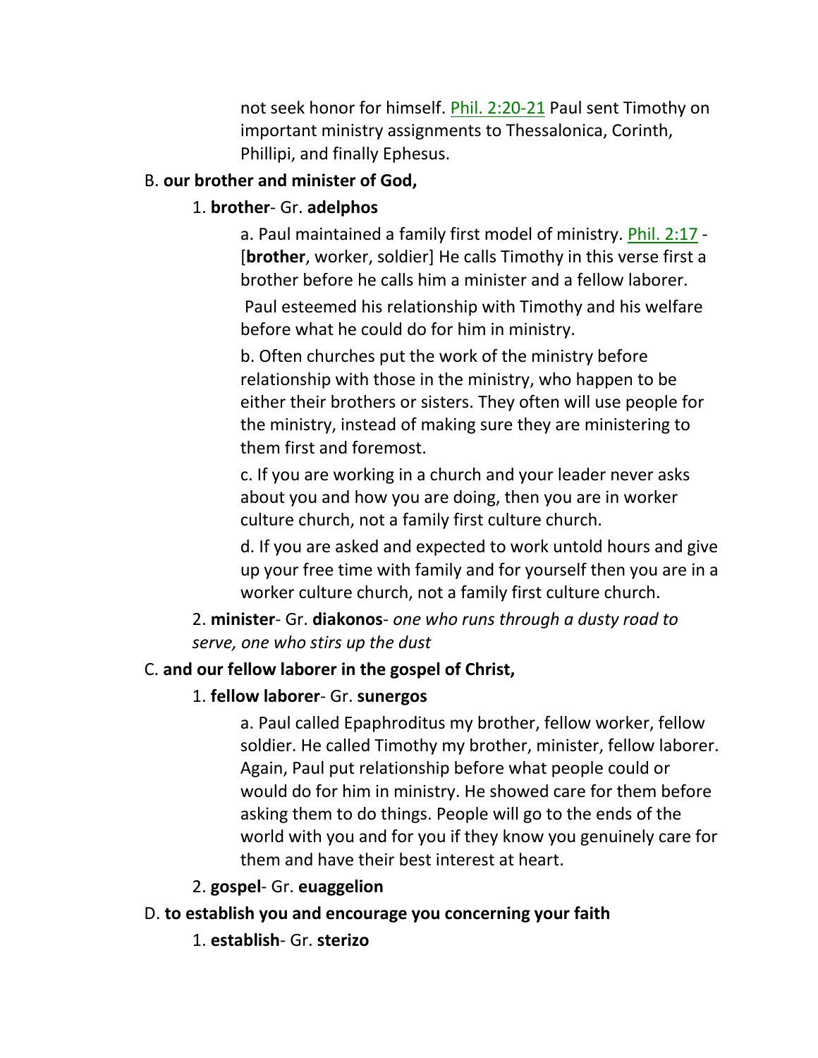not seek honor for himself. Phil. 2:20-21 Paul sent Timothy on important ministry assignments to Thessalonica, Corinth, Phillipi, and finally Ephesus.

B. **our brother and minister of God,**

1. **brother**- Gr. **adelphos**

a. Paul maintained a family first model of ministry. Phil. 2:17 - [**brother**, worker, soldier] He calls Timothy in this verse first a brother before he calls him a minister and a fellow laborer.

Paul esteemed his relationship with Timothy and his welfare before what he could do for him in ministry.

b. Often churches put the work of the ministry before relationship with those in the ministry, who happen to be either their brothers or sisters. They often will use people for the ministry, instead of making sure they are ministering to them first and foremost.

c. If you are working in a church and your leader never asks about you and how you are doing, then you are in worker culture church, not a family first culture church.

d. If you are asked and expected to work untold hours and give up your free time with family and for yourself then you are in a worker culture church, not a family first culture church.

2. **minister**- Gr. **diakonos**- *one who runs through a dusty road to serve, one who stirs up the dust*

C. **and our fellow laborer in the gospel of Christ,**

1. **fellow laborer**- Gr. **sunergos**

a. Paul called Epaphroditus my brother, fellow worker, fellow soldier. He called Timothy my brother, minister, fellow laborer. Again, Paul put relationship before what people could or would do for him in ministry. He showed care for them before asking them to do things. People will go to the ends of the world with you and for you if they know you genuinely care for them and have their best interest at heart.

2. **gospel**- Gr. **euaggelion**

D. **to establish you and encourage you concerning your faith**

1. **establish**- Gr. **sterizo**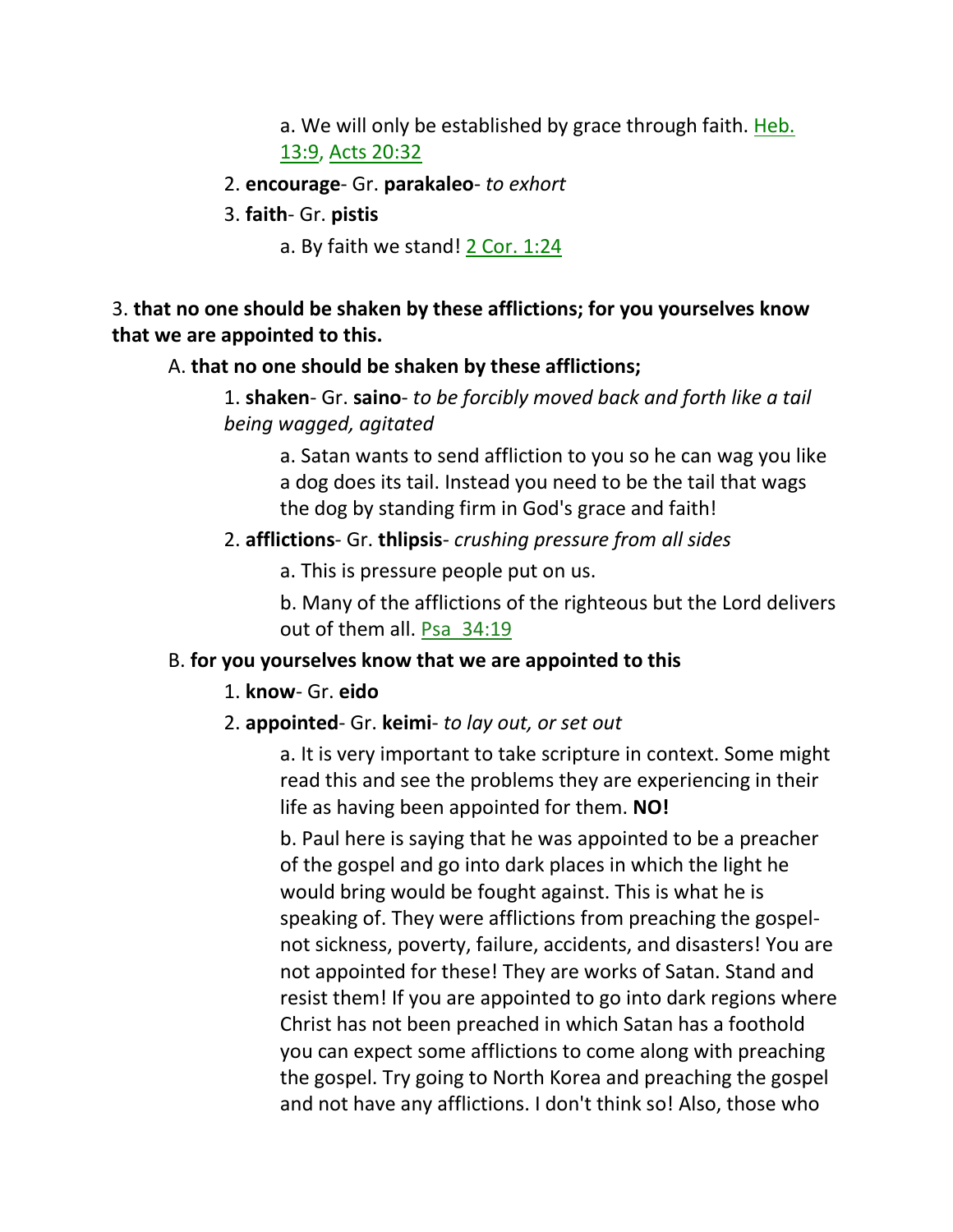a. We will only be established by grace through faith. Heb. 13:9, Acts 20:32

2. **encourage**- Gr. **parakaleo**- *to exhort*

3. **faith**- Gr. **pistis**

a. By faith we stand! 2 Cor. 1:24

3. **that no one should be shaken by these afflictions; for you yourselves know that we are appointed to this.**

A. **that no one should be shaken by these afflictions;**

1. **shaken**- Gr. **saino**- *to be forcibly moved back and forth like a tail being wagged, agitated*

a. Satan wants to send affliction to you so he can wag you like a dog does its tail. Instead you need to be the tail that wags the dog by standing firm in God's grace and faith!

2. **afflictions**- Gr. **thlipsis**- *crushing pressure from all sides*

a. This is pressure people put on us.

b. Many of the afflictions of the righteous but the Lord delivers out of them all. Psa 34:19

B. **for you yourselves know that we are appointed to this**

1. **know**- Gr. **eido**

2. **appointed**- Gr. **keimi**- *to lay out, or set out*

a. It is very important to take scripture in context. Some might read this and see the problems they are experiencing in their life as having been appointed for them. **NO!**

b. Paul here is saying that he was appointed to be a preacher of the gospel and go into dark places in which the light he would bring would be fought against. This is what he is speaking of. They were afflictions from preaching the gospel- not sickness, poverty, failure, accidents, and disasters! You are not appointed for these! They are works of Satan. Stand and resist them! If you are appointed to go into dark regions where Christ has not been preached in which Satan has a foothold you can expect some afflictions to come along with preaching the gospel. Try going to North Korea and preaching the gospel and not have any afflictions. I don't think so! Also, those who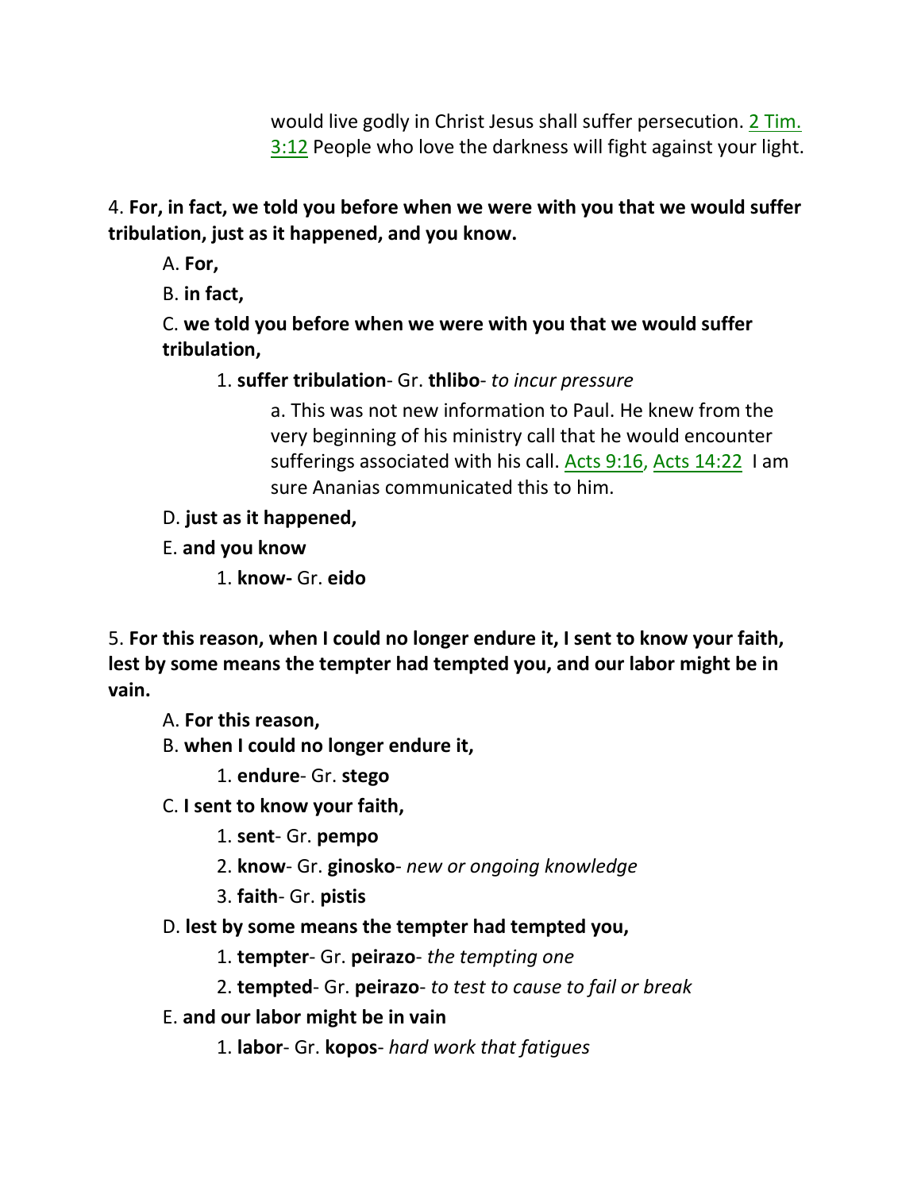would live godly in Christ Jesus shall suffer persecution. 2 Tim. 3:12 People who love the darkness will fight against your light.

4. **For, in fact, we told you before when we were with you that we would suffer tribulation, just as it happened, and you know.**

A. **For,**

B. **in fact,**

C. **we told you before when we were with you that we would suffer tribulation,**

1. **suffer tribulation**- Gr. **thlibo**- *to incur pressure*

a. This was not new information to Paul. He knew from the very beginning of his ministry call that he would encounter sufferings associated with his call. Acts 9:16, Acts 14:22  I am sure Ananias communicated this to him.

D. **just as it happened,**

E. **and you know**

1. **know-** Gr. **eido**

5. **For this reason, when I could no longer endure it, I sent to know your faith, lest by some means the tempter had tempted you, and our labor might be in vain.**

A. **For this reason,**

B. **when I could no longer endure it,**

1. **endure**- Gr. **stego**

C. **I sent to know your faith,**

1. **sent**- Gr. **pempo**

2. **know**- Gr. **ginosko**- *new or ongoing knowledge*

3. **faith**- Gr. **pistis**

D. **lest by some means the tempter had tempted you,**

1. **tempter**- Gr. **peirazo**- *the tempting one*

2. **tempted**- Gr. **peirazo**- *to test to cause to fail or break*

E. **and our labor might be in vain**

1. **labor**- Gr. **kopos**- *hard work that fatigues*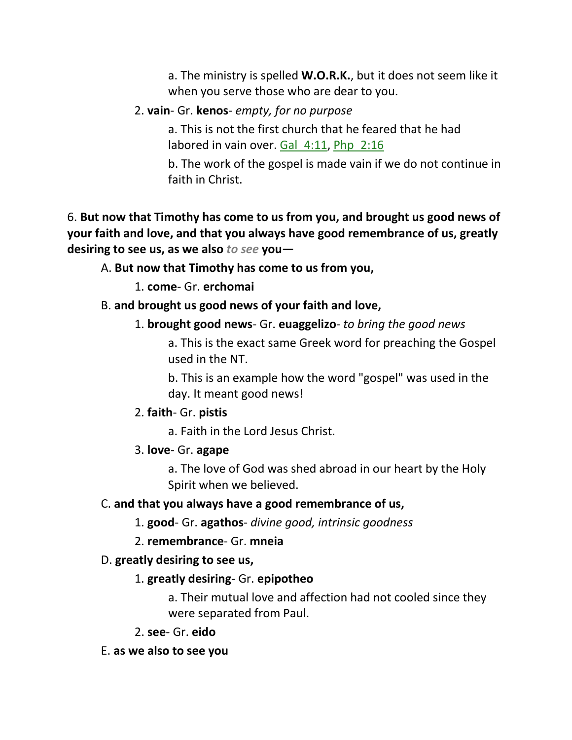a. The ministry is spelled **W.O.R.K.**, but it does not seem like it when you serve those who are dear to you.

2. **vain**- Gr. **kenos**- *empty, for no purpose*

a. This is not the first church that he feared that he had labored in vain over. Gal 4:11, Php 2:16

b. The work of the gospel is made vain if we do not continue in faith in Christ.

6. **But now that Timothy has come to us from you, and brought us good news of your faith and love, and that you always have good remembrance of us, greatly desiring to see us, as we also *to see* you—**

A. **But now that Timothy has come to us from you,**

1. **come**- Gr. **erchomai**

B. **and brought us good news of your faith and love,**

1. **brought good news**- Gr. **euaggelizo**- *to bring the good news*

a. This is the exact same Greek word for preaching the Gospel used in the NT.

b. This is an example how the word "gospel" was used in the day. It meant good news!

2. **faith**- Gr. **pistis**

a. Faith in the Lord Jesus Christ.

3. **love**- Gr. **agape**

a. The love of God was shed abroad in our heart by the Holy Spirit when we believed.

C. **and that you always have a good remembrance of us,**

1. **good**- Gr. **agathos**- *divine good, intrinsic goodness*

2. **remembrance**- Gr. **mneia**

D. **greatly desiring to see us,**

1. **greatly desiring**- Gr. **epipotheo**

a. Their mutual love and affection had not cooled since they were separated from Paul.

2. **see**- Gr. **eido**

E. **as we also to see you**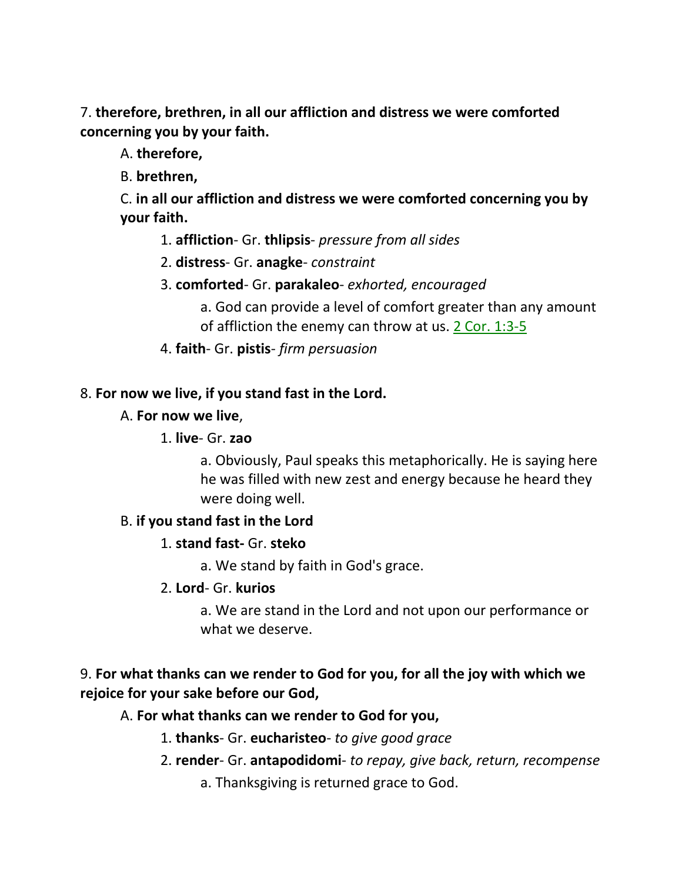7. **therefore, brethren, in all our affliction and distress we were comforted concerning you by your faith.**

A. **therefore,**

B. **brethren,**

C. **in all our affliction and distress we were comforted concerning you by your faith.**

1. **affliction**- Gr. **thlipsis**- *pressure from all sides*

2. **distress**- Gr. **anagke**- *constraint*

3. **comforted**- Gr. **parakaleo**- *exhorted, encouraged*

a. God can provide a level of comfort greater than any amount of affliction the enemy can throw at us. 2 Cor. 1:3-5

4. **faith**- Gr. **pistis**- *firm persuasion*

8. **For now we live, if you stand fast in the Lord.**

A. **For now we live**,

1. **live**- Gr. **zao**

a. Obviously, Paul speaks this metaphorically. He is saying here he was filled with new zest and energy because he heard they were doing well.

B. **if you stand fast in the Lord**

1. **stand fast-** Gr. **steko**

a. We stand by faith in God's grace.

2. **Lord**- Gr. **kurios**

a. We are stand in the Lord and not upon our performance or what we deserve.

9. **For what thanks can we render to God for you, for all the joy with which we rejoice for your sake before our God,**

A. **For what thanks can we render to God for you,**

1. **thanks**- Gr. **eucharisteo**- *to give good grace*

2. **render**- Gr. **antapodidomi**- *to repay, give back, return, recompense*

a. Thanksgiving is returned grace to God.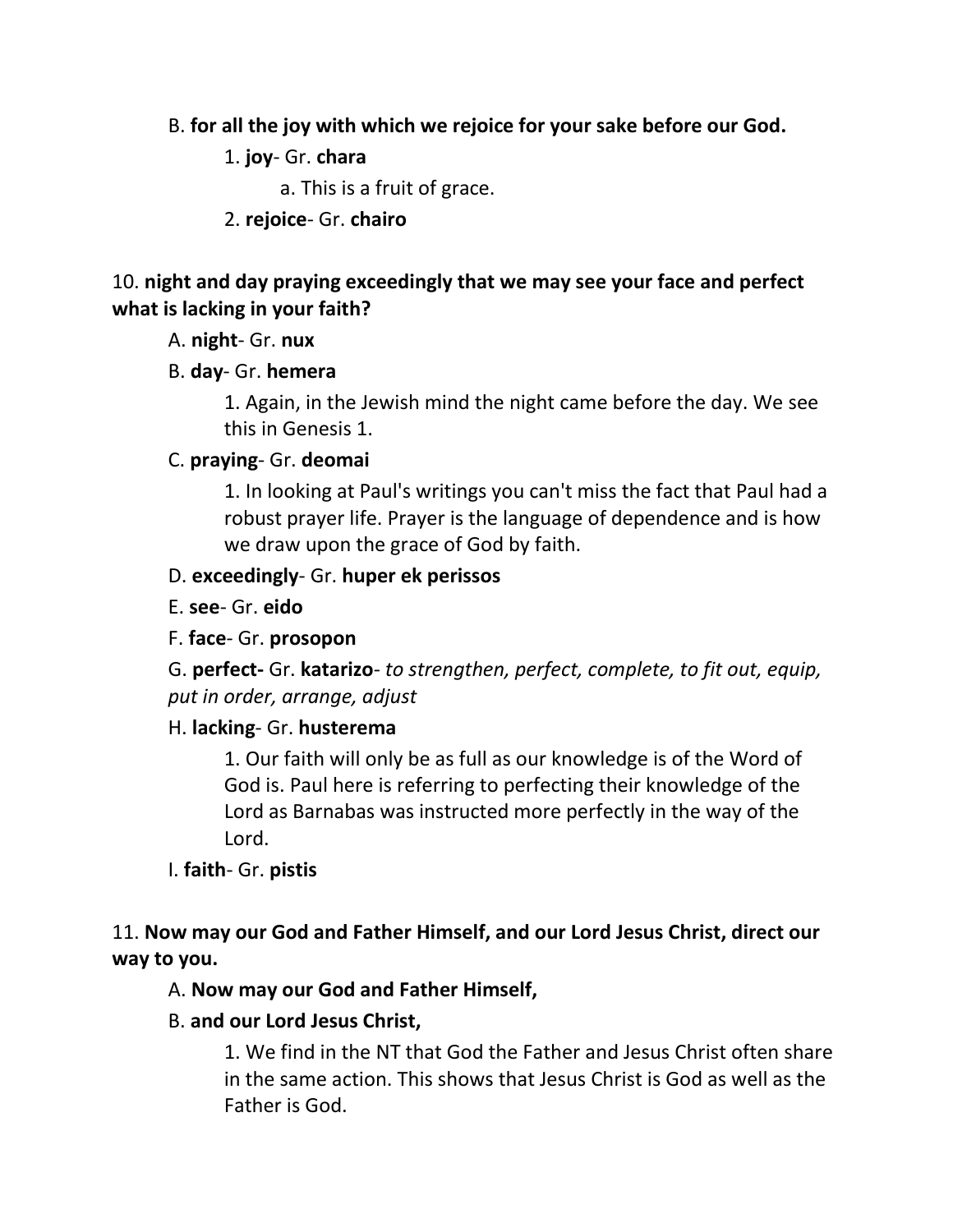B. **for all the joy with which we rejoice for your sake before our God.**

1. **joy**- Gr. **chara**

a. This is a fruit of grace.

2. **rejoice**- Gr. **chairo**

10. **night and day praying exceedingly that we may see your face and perfect what is lacking in your faith?**

A. **night**- Gr. **nux**

B. **day**- Gr. **hemera**

1. Again, in the Jewish mind the night came before the day. We see this in Genesis 1.

C. **praying**- Gr. **deomai**

1. In looking at Paul's writings you can't miss the fact that Paul had a robust prayer life. Prayer is the language of dependence and is how we draw upon the grace of God by faith.

D. **exceedingly**- Gr. **huper ek perissos**

E. **see**- Gr. **eido**

F. **face**- Gr. **prosopon**

G. **perfect-** Gr. **katarizo**- *to strengthen, perfect, complete, to fit out, equip, put in order, arrange, adjust*

H. **lacking**- Gr. **husterema**

1. Our faith will only be as full as our knowledge is of the Word of God is. Paul here is referring to perfecting their knowledge of the Lord as Barnabas was instructed more perfectly in the way of the Lord.

I. **faith**- Gr. **pistis**

11. **Now may our God and Father Himself, and our Lord Jesus Christ, direct our way to you.**

A. **Now may our God and Father Himself,**

B. **and our Lord Jesus Christ,**

1. We find in the NT that God the Father and Jesus Christ often share in the same action. This shows that Jesus Christ is God as well as the Father is God.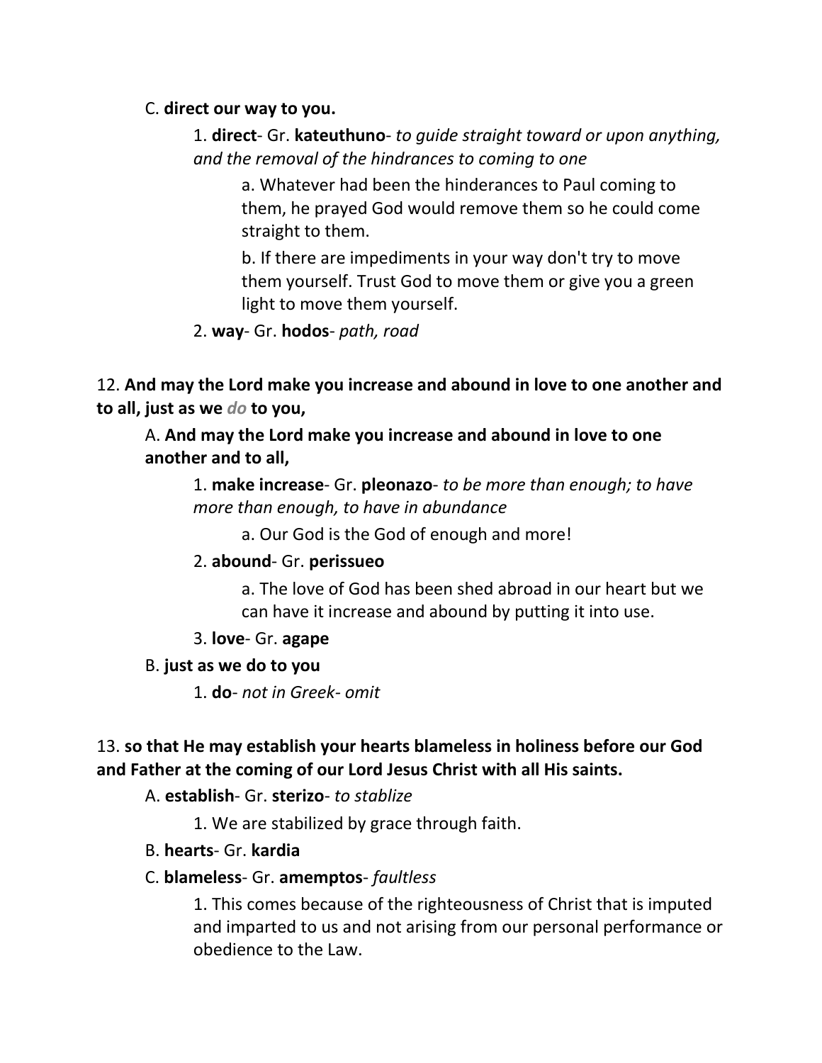C. **direct our way to you.**

1. **direct**- Gr. **kateuthuno**- *to guide straight toward or upon anything, and the removal of the hindrances to coming to one*

a. Whatever had been the hinderances to Paul coming to them, he prayed God would remove them so he could come straight to them.

b. If there are impediments in your way don't try to move them yourself. Trust God to move them or give you a green light to move them yourself.

2. **way**- Gr. **hodos**- *path, road*

12. **And may the Lord make you increase and abound in love to one another and to all, just as we *do* to you,**

A. **And may the Lord make you increase and abound in love to one another and to all,**

1. **make increase**- Gr. **pleonazo**- *to be more than enough; to have more than enough, to have in abundance*

a. Our God is the God of enough and more!

2. **abound**- Gr. **perissueo**

a. The love of God has been shed abroad in our heart but we can have it increase and abound by putting it into use.

3. **love**- Gr. **agape**

B. **just as we do to you**

1. **do**- *not in Greek- omit*

13. **so that He may establish your hearts blameless in holiness before our God and Father at the coming of our Lord Jesus Christ with all His saints.**

A. **establish**- Gr. **sterizo**- *to stablize*

1. We are stabilized by grace through faith.

B. **hearts**- Gr. **kardia**

C. **blameless**- Gr. **amemptos**- *faultless*

1. This comes because of the righteousness of Christ that is imputed and imparted to us and not arising from our personal performance or obedience to the Law.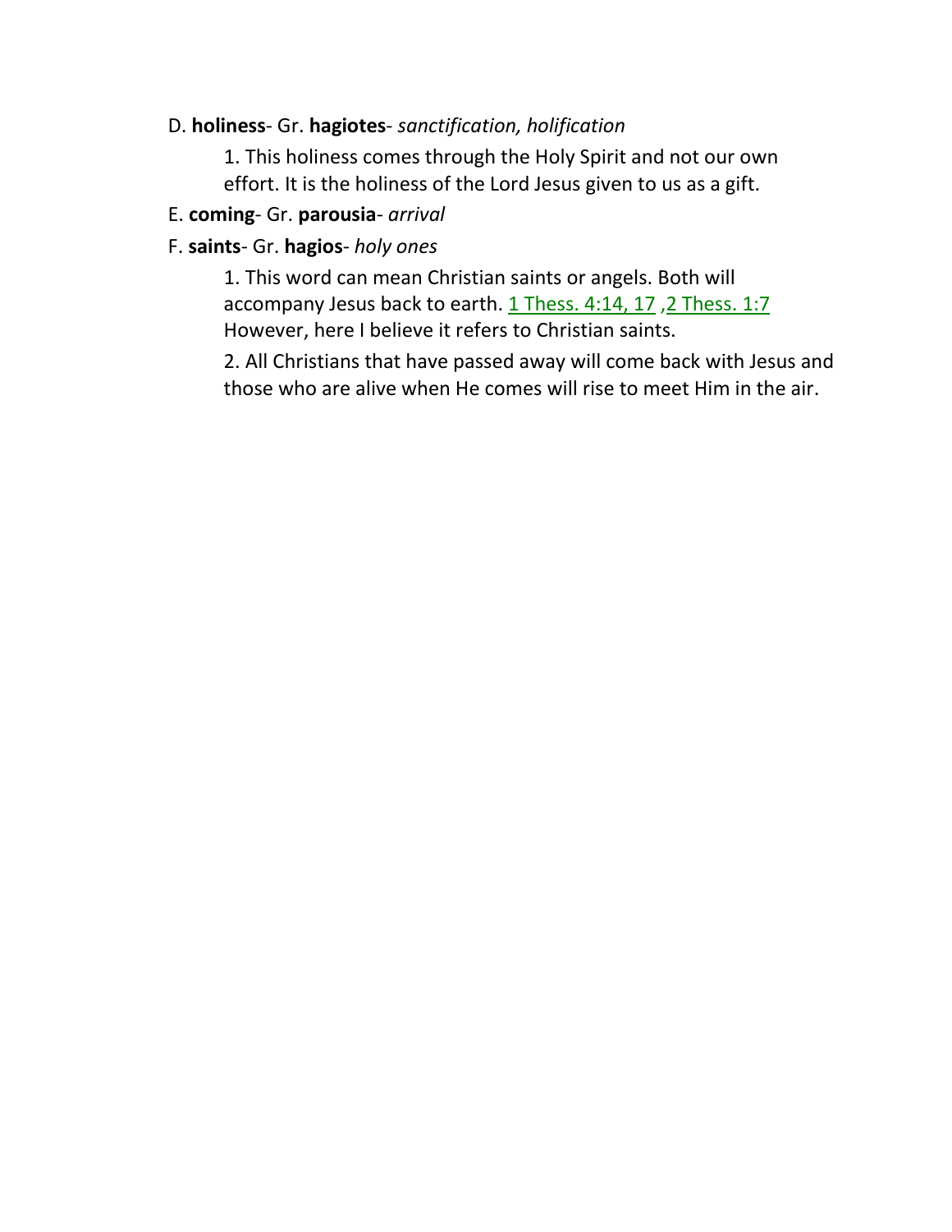D. **holiness**- Gr. **hagiotes**- *sanctification, holification*

1. This holiness comes through the Holy Spirit and not our own effort. It is the holiness of the Lord Jesus given to us as a gift.

E. **coming**- Gr. **parousia**- *arrival*

F. **saints**- Gr. **hagios**- *holy ones*

1. This word can mean Christian saints or angels. Both will accompany Jesus back to earth. 1 Thess. 4:14, 17 ,2 Thess. 1:7 However, here I believe it refers to Christian saints.

2. All Christians that have passed away will come back with Jesus and those who are alive when He comes will rise to meet Him in the air.